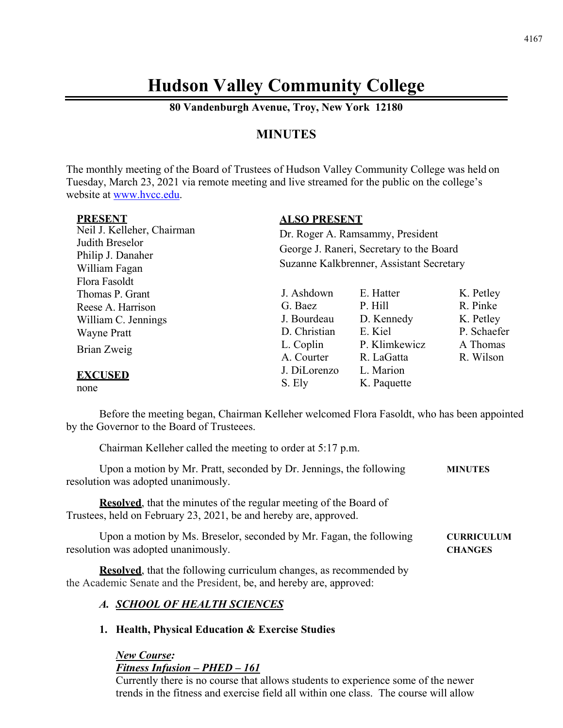# Hudson Valley Community College

**80 Vandenburgh Avenue, Troy, New York 12180**

## MINUTES

The monthly meeting of the Board of Trustees of Hudson Valley Community College was held on Tuesday, March 23, 2021 via remote meeting and live streamed for the public on the college's website at www.hvcc.edu.

**PRESENT**
Neil J. Kelleher, Chairman
Judith Breselor
Philip J. Danaher
William Fagan
Flora Fasoldt
Thomas P. Grant
Reese A. Harrison
William C. Jennings
Wayne Pratt
Brian Zweig

**EXCUSED**
none

**ALSO PRESENT**
Dr. Roger A. Ramsammy, President
George J. Raneri, Secretary to the Board
Suzanne Kalkbrenner, Assistant Secretary

| | | |
|---|---|---|
| J. Ashdown | E. Hatter | K. Petley |
| G. Baez | P. Hill | R. Pinke |
| J. Bourdeau | D. Kennedy | K. Petley |
| D. Christian | E. Kiel | P. Schaefer |
| L. Coplin | P. Klimkewicz | A Thomas |
| A. Courter | R. LaGatta | R. Wilson |
| J. DiLorenzo | L. Marion | |
| S. Ely | K. Paquette | |

Before the meeting began, Chairman Kelleher welcomed Flora Fasoldt, who has been appointed by the Governor to the Board of Trusteees.

Chairman Kelleher called the meeting to order at 5:17 p.m.

**MINUTES**

Upon a motion by Mr. Pratt, seconded by Dr. Jennings, the following resolution was adopted unanimously.

**Resolved**, that the minutes of the regular meeting of the Board of Trustees, held on February 23, 2021, be and hereby are, approved.

**CURRICULUM CHANGES**

Upon a motion by Ms. Breselor, seconded by Mr. Fagan, the following resolution was adopted unanimously.

**Resolved**, that the following curriculum changes, as recommended by the Academic Senate and the President, be, and hereby are, approved:

***A. SCHOOL OF HEALTH SCIENCES***

**1. Health, Physical Education & Exercise Studies**

***New Course:***
***Fitness Infusion – PHED – 161***
Currently there is no course that allows students to experience some of the newer trends in the fitness and exercise field all within one class. The course will allow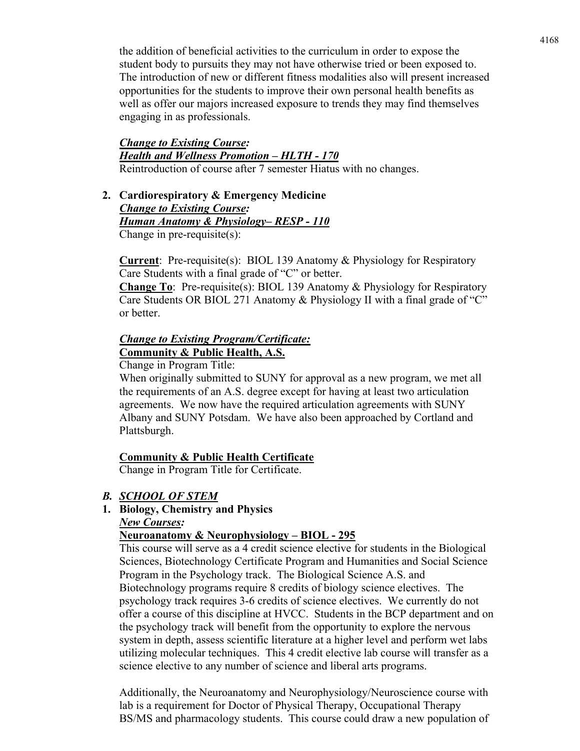the addition of beneficial activities to the curriculum in order to expose the student body to pursuits they may not have otherwise tried or been exposed to. The introduction of new or different fitness modalities also will present increased opportunities for the students to improve their own personal health benefits as well as offer our majors increased exposure to trends they may find themselves engaging in as professionals.

***Change to Existing Course:***
***Health and Wellness Promotion – HLTH - 170***
Reintroduction of course after 7 semester Hiatus with no changes.

**2. Cardiorespiratory & Emergency Medicine**
***Change to Existing Course:***
***Human Anatomy & Physiology– RESP - 110***
Change in pre-requisite(s):

**Current**: Pre-requisite(s): BIOL 139 Anatomy & Physiology for Respiratory Care Students with a final grade of "C" or better.
**Change To**: Pre-requisite(s): BIOL 139 Anatomy & Physiology for Respiratory Care Students OR BIOL 271 Anatomy & Physiology II with a final grade of "C" or better.

***Change to Existing Program/Certificate:***
**Community & Public Health, A.S.**
Change in Program Title:
When originally submitted to SUNY for approval as a new program, we met all the requirements of an A.S. degree except for having at least two articulation agreements. We now have the required articulation agreements with SUNY Albany and SUNY Potsdam. We have also been approached by Cortland and Plattsburgh.

**Community & Public Health Certificate**
Change in Program Title for Certificate.

## *B. SCHOOL OF STEM*

**1. Biology, Chemistry and Physics**
***New Courses:***
**Neuroanatomy & Neurophysiology – BIOL - 295**
This course will serve as a 4 credit science elective for students in the Biological Sciences, Biotechnology Certificate Program and Humanities and Social Science Program in the Psychology track. The Biological Science A.S. and Biotechnology programs require 8 credits of biology science electives. The psychology track requires 3-6 credits of science electives. We currently do not offer a course of this discipline at HVCC. Students in the BCP department and on the psychology track will benefit from the opportunity to explore the nervous system in depth, assess scientific literature at a higher level and perform wet labs utilizing molecular techniques. This 4 credit elective lab course will transfer as a science elective to any number of science and liberal arts programs.

Additionally, the Neuroanatomy and Neurophysiology/Neuroscience course with lab is a requirement for Doctor of Physical Therapy, Occupational Therapy BS/MS and pharmacology students. This course could draw a new population of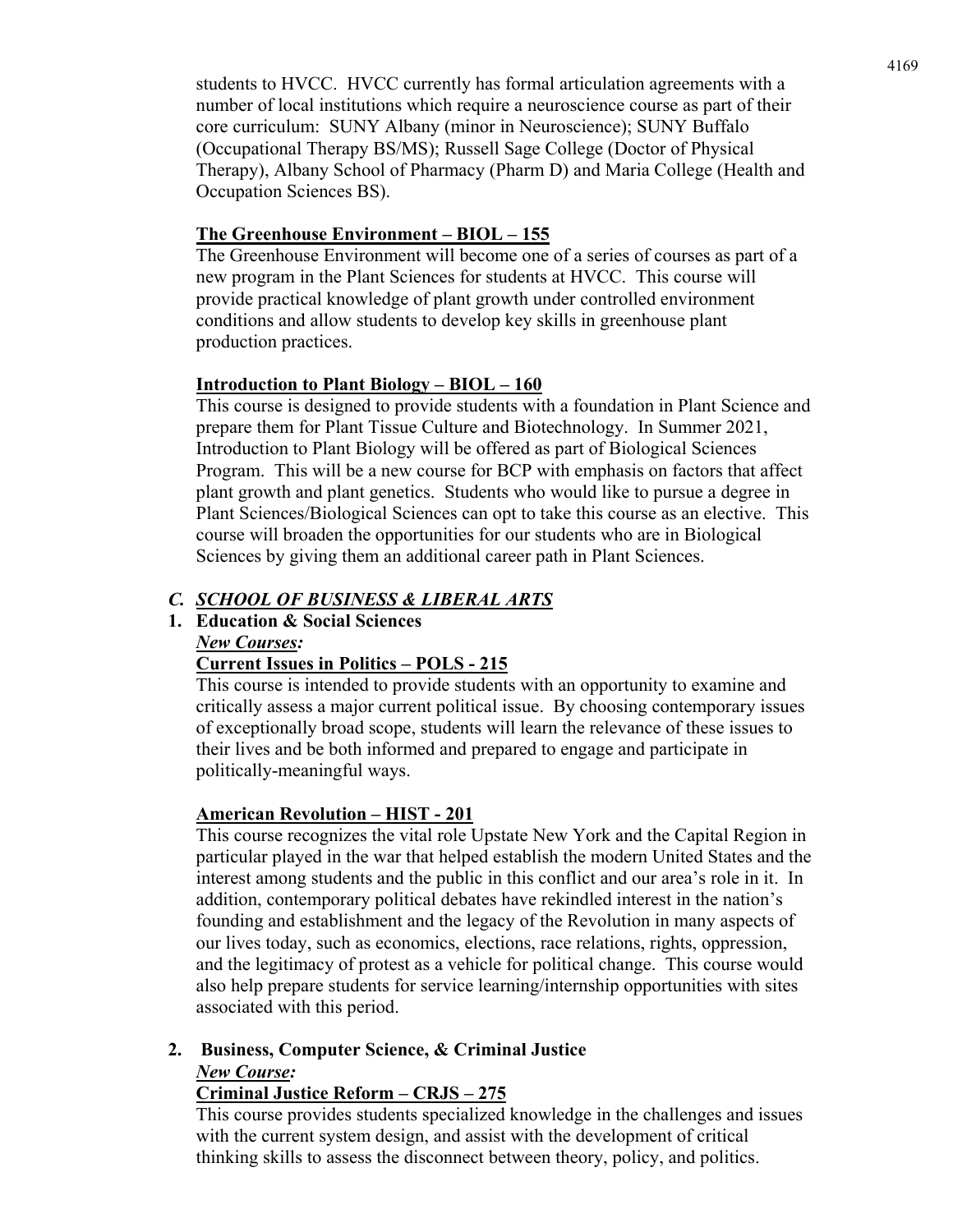students to HVCC. HVCC currently has formal articulation agreements with a number of local institutions which require a neuroscience course as part of their core curriculum: SUNY Albany (minor in Neuroscience); SUNY Buffalo (Occupational Therapy BS/MS); Russell Sage College (Doctor of Physical Therapy), Albany School of Pharmacy (Pharm D) and Maria College (Health and Occupation Sciences BS).

**The Greenhouse Environment – BIOL – 155**

The Greenhouse Environment will become one of a series of courses as part of a new program in the Plant Sciences for students at HVCC. This course will provide practical knowledge of plant growth under controlled environment conditions and allow students to develop key skills in greenhouse plant production practices.

**Introduction to Plant Biology – BIOL – 160**

This course is designed to provide students with a foundation in Plant Science and prepare them for Plant Tissue Culture and Biotechnology. In Summer 2021, Introduction to Plant Biology will be offered as part of Biological Sciences Program. This will be a new course for BCP with emphasis on factors that affect plant growth and plant genetics. Students who would like to pursue a degree in Plant Sciences/Biological Sciences can opt to take this course as an elective. This course will broaden the opportunities for our students who are in Biological Sciences by giving them an additional career path in Plant Sciences.

## C. SCHOOL OF BUSINESS & LIBERAL ARTS

### 1. Education & Social Sciences

***New Courses:***

**Current Issues in Politics – POLS - 215**

This course is intended to provide students with an opportunity to examine and critically assess a major current political issue. By choosing contemporary issues of exceptionally broad scope, students will learn the relevance of these issues to their lives and be both informed and prepared to engage and participate in politically-meaningful ways.

**American Revolution – HIST - 201**

This course recognizes the vital role Upstate New York and the Capital Region in particular played in the war that helped establish the modern United States and the interest among students and the public in this conflict and our area's role in it. In addition, contemporary political debates have rekindled interest in the nation's founding and establishment and the legacy of the Revolution in many aspects of our lives today, such as economics, elections, race relations, rights, oppression, and the legitimacy of protest as a vehicle for political change. This course would also help prepare students for service learning/internship opportunities with sites associated with this period.

### 2. Business, Computer Science, & Criminal Justice

***New Course:***

**Criminal Justice Reform – CRJS – 275**

This course provides students specialized knowledge in the challenges and issues with the current system design, and assist with the development of critical thinking skills to assess the disconnect between theory, policy, and politics.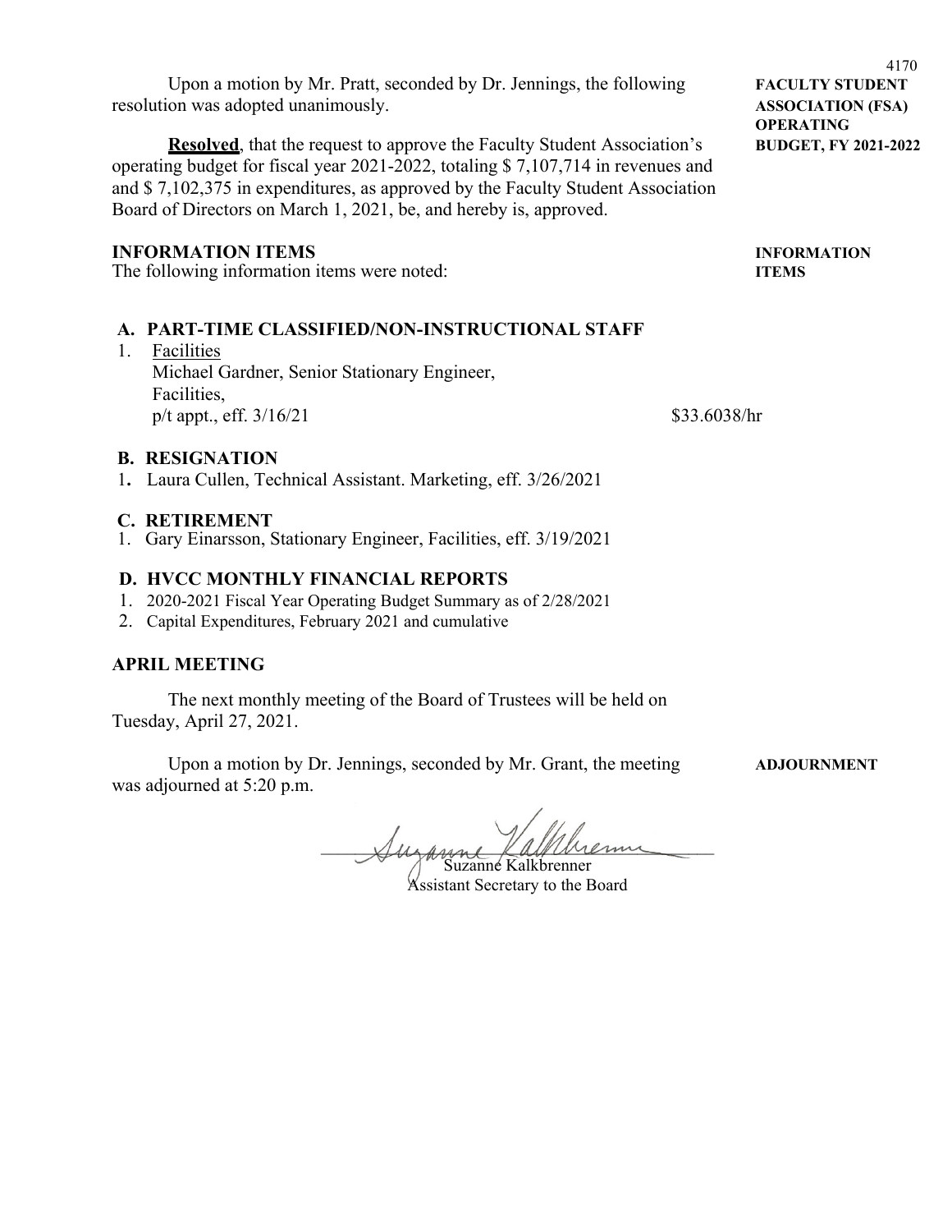Upon a motion by Mr. Pratt, seconded by Dr. Jennings, the following resolution was adopted unanimously.

**FACULTY STUDENT ASSOCIATION (FSA) OPERATING BUDGET, FY 2021-2022**

**Resolved**, that the request to approve the Faculty Student Association's operating budget for fiscal year 2021-2022, totaling $ 7,107,714 in revenues and $ 7,102,375 in expenditures, as approved by the Faculty Student Association Board of Directors on March 1, 2021, be, and hereby is, approved.

## INFORMATION ITEMS

**INFORMATION ITEMS**

The following information items were noted:

### A. PART-TIME CLASSIFIED/NON-INSTRUCTIONAL STAFF

1. Facilities
   Michael Gardner, Senior Stationary Engineer,
   Facilities,
   p/t appt., eff. 3/16/21 — $33.6038/hr

### B. RESIGNATION

1. Laura Cullen, Technical Assistant. Marketing, eff. 3/26/2021

### C. RETIREMENT

1. Gary Einarsson, Stationary Engineer, Facilities, eff. 3/19/2021

### D. HVCC MONTHLY FINANCIAL REPORTS

1. 2020-2021 Fiscal Year Operating Budget Summary as of 2/28/2021
2. Capital Expenditures, February 2021 and cumulative

## APRIL MEETING

The next monthly meeting of the Board of Trustees will be held on Tuesday, April 27, 2021.

**ADJOURNMENT**

Upon a motion by Dr. Jennings, seconded by Mr. Grant, the meeting was adjourned at 5:20 p.m.

Suzanne Kalkbrenner
Assistant Secretary to the Board